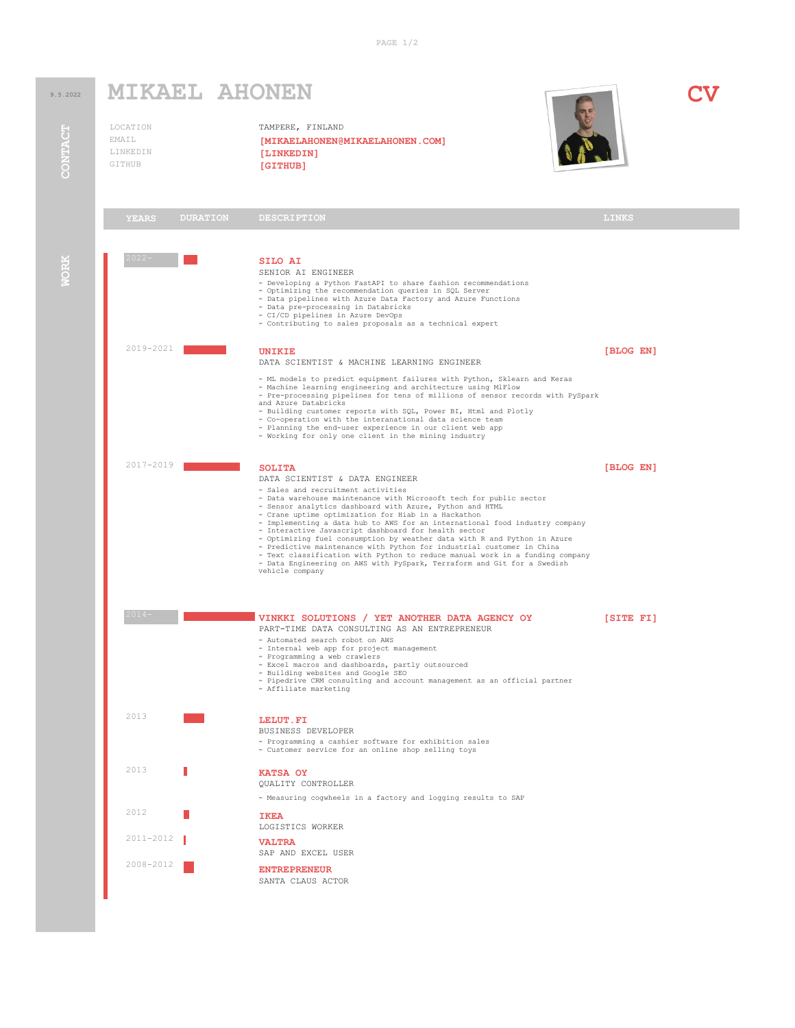# MIKAEL AHONEN

9.5.2022

**CV**

## CONTACT

| | |
|---|---|
| LOCATION | TAMPERE, FINLAND |
| EMAIL | [MIKAELAHONEN@MIKAELAHONEN.COM] |
| LINKEDIN | [LINKEDIN] |
| GITHUB | [GITHUB] |

## WORK

| YEARS | DURATION | DESCRIPTION | LINKS |
|---|---|---|---|

### 2022- — SILO AI

SENIOR AI ENGINEER

- Developing a Python FastAPI to share fashion recommendations
- Optimizing the recommendation queries in SQL Server
- Data pipelines with Azure Data Factory and Azure Functions
- Data pre-processing in Databricks
- CI/CD pipelines in Azure DevOps
- Contributing to sales proposals as a technical expert

### 2019-2021 — UNIKIE

[BLOG EN]

DATA SCIENTIST & MACHINE LEARNING ENGINEER

- ML models to predict equipment failures with Python, Sklearn and Keras
- Machine learning engineering and architecture using MlFlow
- Pre-processing pipelines for tens of millions of sensor records with PySpark and Azure Databricks
- Building customer reports with SQL, Power BI, Html and Plotly
- Co-operation with the interanational data science team
- Planning the end-user experience in our client web app
- Working for only one client in the mining industry

### 2017-2019 — SOLITA

[BLOG EN]

DATA SCIENTIST & DATA ENGINEER

- Sales and recruitment activities
- Data warehouse maintenance with Microsoft tech for public sector
- Sensor analytics dashboard with Azure, Python and HTML
- Crane uptime optimization for Hiab in a Hackathon
- Implementing a data hub to AWS for an international food industry company
- Interactive Javascript dashboard for health sector
- Optimizing fuel consumption by weather data with R and Python in Azure
- Predictive maintenance with Python for industrial customer in China
- Text classification with Python to reduce manual work in a funding company
- Data Engineering on AWS with PySpark, Terraform and Git for a Swedish vehicle company

### 2014- — VINKKI SOLUTIONS / YET ANOTHER DATA AGENCY OY

[SITE FI]

PART-TIME DATA CONSULTING AS AN ENTREPRENEUR

- Automated search robot on AWS
- Internal web app for project management
- Programming a web crawlers
- Excel macros and dashboards, partly outsourced
- Building websites and Google SEO
- Pipedrive CRM consulting and account management as an official partner
- Affiliate marketing

### 2013 — LELUT.FI

BUSINESS DEVELOPER

- Programming a cashier software for exhibition sales
- Customer service for an online shop selling toys

### 2013 — KATSA OY

QUALITY CONTROLLER

- Measuring cogwheels in a factory and logging results to SAP

### 2012 — IKEA

LOGISTICS WORKER

### 2011-2012 — VALTRA

SAP AND EXCEL USER

### 2008-2012 — ENTREPRENEUR

SANTA CLAUS ACTOR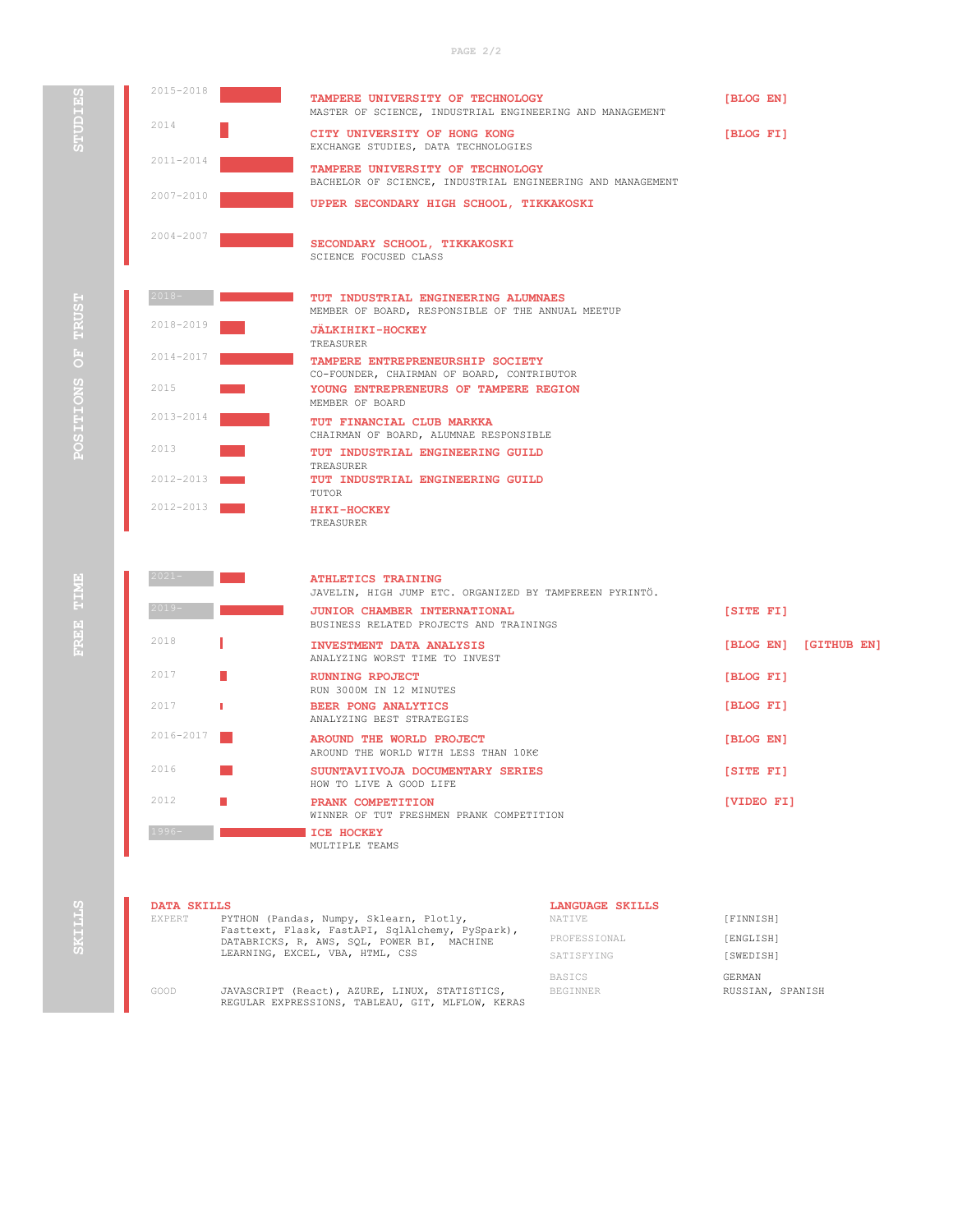## STUDIES

2015-2018
**TAMPERE UNIVERSITY OF TECHNOLOGY** [BLOG EN]
MASTER OF SCIENCE, INDUSTRIAL ENGINEERING AND MANAGEMENT

2014
**CITY UNIVERSITY OF HONG KONG** [BLOG FI]
EXCHANGE STUDIES, DATA TECHNOLOGIES

2011-2014
**TAMPERE UNIVERSITY OF TECHNOLOGY**
BACHELOR OF SCIENCE, INDUSTRIAL ENGINEERING AND MANAGEMENT

2007-2010
**UPPER SECONDARY HIGH SCHOOL, TIKKAKOSKI**

2004-2007
**SECONDARY SCHOOL, TIKKAKOSKI**
SCIENCE FOCUSED CLASS

## POSITIONS OF TRUST

2018-
**TUT INDUSTRIAL ENGINEERING ALUMNAES**
MEMBER OF BOARD, RESPONSIBLE OF THE ANNUAL MEETUP

2018-2019
**JÄLKIHIKI-HOCKEY**
TREASURER

2014-2017
**TAMPERE ENTREPRENEURSHIP SOCIETY**
CO-FOUNDER, CHAIRMAN OF BOARD, CONTRIBUTOR

2015
**YOUNG ENTREPRENEURS OF TAMPERE REGION**
MEMBER OF BOARD

2013-2014
**TUT FINANCIAL CLUB MARKKA**
CHAIRMAN OF BOARD, ALUMNAE RESPONSIBLE

2013
**TUT INDUSTRIAL ENGINEERING GUILD**
TREASURER

2012-2013
**TUT INDUSTRIAL ENGINEERING GUILD**
TUTOR

2012-2013
**HIKI-HOCKEY**
TREASURER

## FREE TIME

2021-
**ATHLETICS TRAINING**
JAVELIN, HIGH JUMP ETC. ORGANIZED BY TAMPEREEN PYRINTÖ.

2019-
**JUNIOR CHAMBER INTERNATIONAL** [SITE FI]
BUSINESS RELATED PROJECTS AND TRAININGS

2018
**INVESTMENT DATA ANALYSIS** [BLOG EN] [GITHUB EN]
ANALYZING WORST TIME TO INVEST

2017
**RUNNING RPOJECT** [BLOG FI]
RUN 3000M IN 12 MINUTES

2017
**BEER PONG ANALYTICS** [BLOG FI]
ANALYZING BEST STRATEGIES

2016-2017
**AROUND THE WORLD PROJECT** [BLOG EN]
AROUND THE WORLD WITH LESS THAN 10K€

2016
**SUUNTAVIIVOJA DOCUMENTARY SERIES** [SITE FI]
HOW TO LIVE A GOOD LIFE

2012
**PRANK COMPETITION** [VIDEO FI]
WINNER OF TUT FRESHMEN PRANK COMPETITION

1996-
**ICE HOCKEY**
MULTIPLE TEAMS

## SKILLS

**DATA SKILLS**

EXPERT: PYTHON (Pandas, Numpy, Sklearn, Plotly, Fasttext, Flask, FastAPI, SqlAlchemy, PySpark), DATABRICKS, R, AWS, SQL, POWER BI, MACHINE LEARNING, EXCEL, VBA, HTML, CSS

GOOD: JAVASCRIPT (React), AZURE, LINUX, STATISTICS, REGULAR EXPRESSIONS, TABLEAU, GIT, MLFLOW, KERAS

**LANGUAGE SKILLS**

| | |
|---|---|
| NATIVE | [FINNISH] |
| PROFESSIONAL | [ENGLISH] |
| SATISFYING | [SWEDISH] |
| BASICS | GERMAN |
| BEGINNER | RUSSIAN, SPANISH |